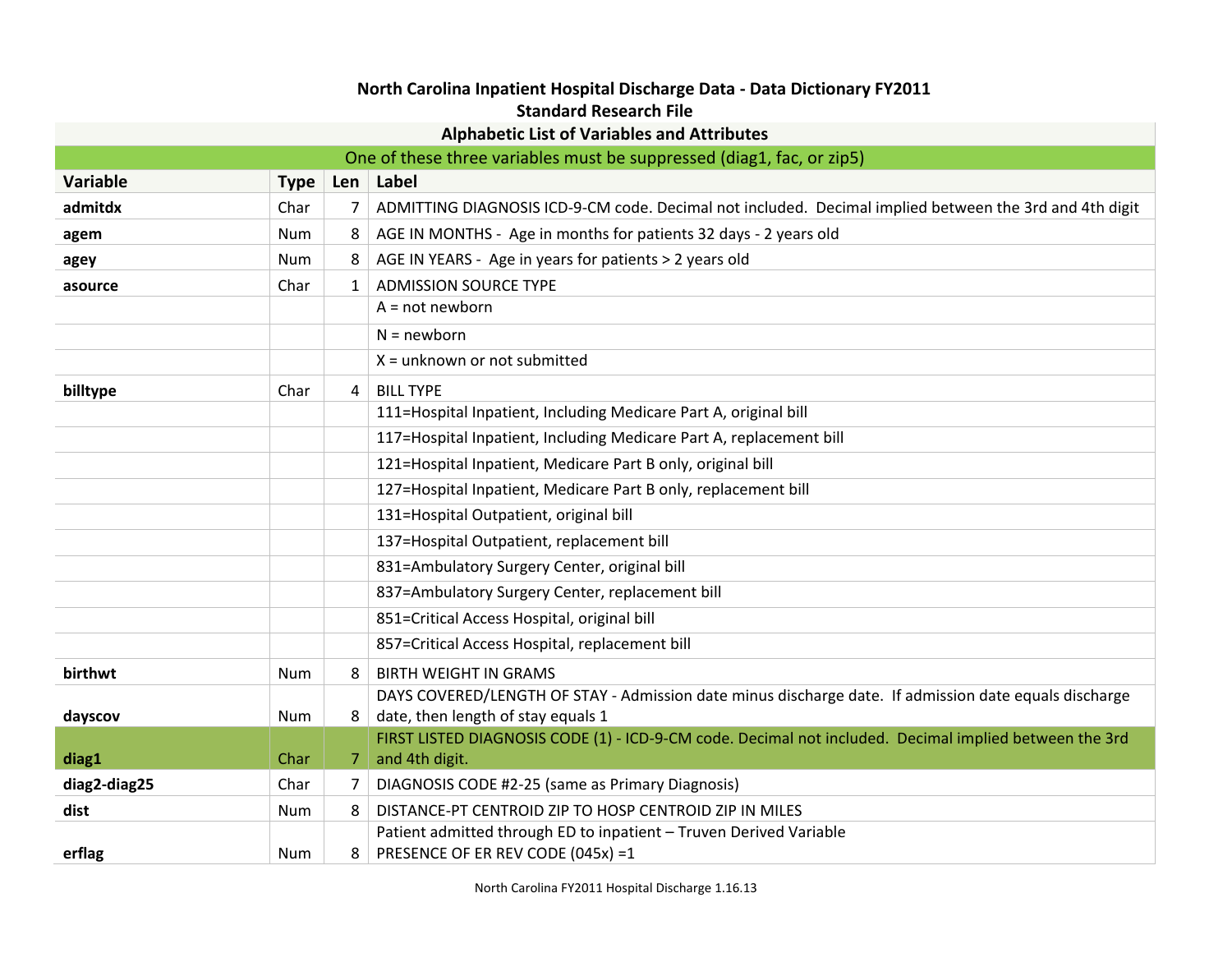# North Carolina Inpatient Hospital Discharge Data - Data Dictionary FY2011

## Standard Research File

### Alphabetic List of Variables and Attributes

One of these three variables must be suppressed (diag1, fac, or zip5)

| Variable | Type | Len | Label |
|---|---|---|---|
| **admitdx** | Char | 7 | ADMITTING DIAGNOSIS ICD-9-CM code. Decimal not included. Decimal implied between the 3rd and 4th digit |
| **agem** | Num | 8 | AGE IN MONTHS - Age in months for patients 32 days - 2 years old |
| **agey** | Num | 8 | AGE IN YEARS - Age in years for patients > 2 years old |
| **asource** | Char | 1 | ADMISSION SOURCE TYPE |
| | | | A = not newborn |
| | | | N = newborn |
| | | | X = unknown or not submitted |
| **billtype** | Char | 4 | BILL TYPE |
| | | | 111=Hospital Inpatient, Including Medicare Part A, original bill |
| | | | 117=Hospital Inpatient, Including Medicare Part A, replacement bill |
| | | | 121=Hospital Inpatient, Medicare Part B only, original bill |
| | | | 127=Hospital Inpatient, Medicare Part B only, replacement bill |
| | | | 131=Hospital Outpatient, original bill |
| | | | 137=Hospital Outpatient, replacement bill |
| | | | 831=Ambulatory Surgery Center, original bill |
| | | | 837=Ambulatory Surgery Center, replacement bill |
| | | | 851=Critical Access Hospital, original bill |
| | | | 857=Critical Access Hospital, replacement bill |
| **birthwt** | Num | 8 | BIRTH WEIGHT IN GRAMS |
| **dayscov** | Num | 8 | DAYS COVERED/LENGTH OF STAY - Admission date minus discharge date. If admission date equals discharge date, then length of stay equals 1 |
| **diag1** | Char | 7 | FIRST LISTED DIAGNOSIS CODE (1) - ICD-9-CM code. Decimal not included. Decimal implied between the 3rd and 4th digit. |
| **diag2-diag25** | Char | 7 | DIAGNOSIS CODE #2-25 (same as Primary Diagnosis) |
| **dist** | Num | 8 | DISTANCE-PT CENTROID ZIP TO HOSP CENTROID ZIP IN MILES |
| **erflag** | Num | 8 | Patient admitted through ED to inpatient – Truven Derived Variable PRESENCE OF ER REV CODE (045x) =1 |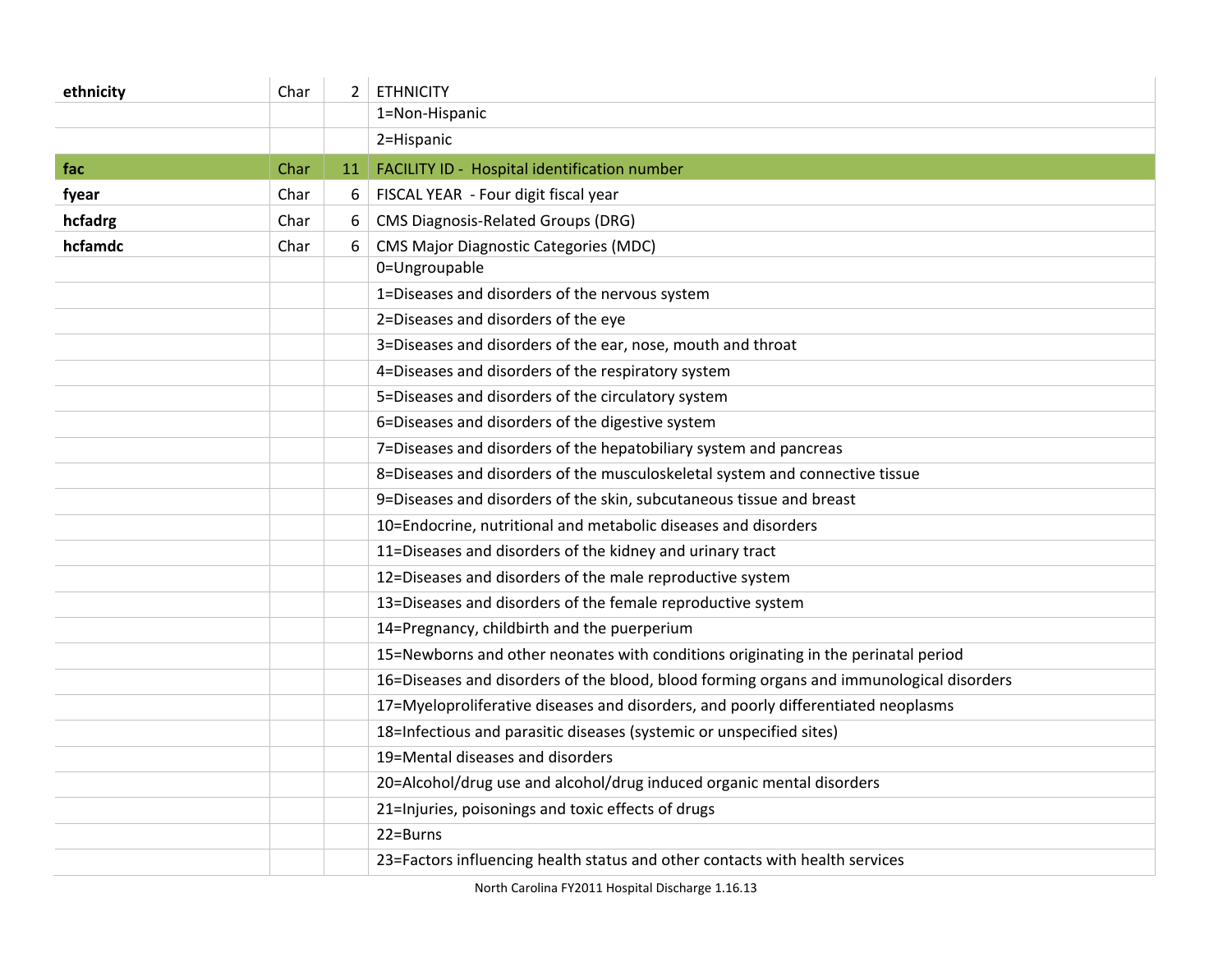| | | | |
|---|---|---|---|
| **ethnicity** | Char | 2 | ETHNICITY |
| | | | 1=Non-Hispanic |
| | | | 2=Hispanic |
| **fac** | Char | 11 | FACILITY ID - Hospital identification number |
| **fyear** | Char | 6 | FISCAL YEAR - Four digit fiscal year |
| **hcfadrg** | Char | 6 | CMS Diagnosis-Related Groups (DRG) |
| **hcfamdc** | Char | 6 | CMS Major Diagnostic Categories (MDC) |
| | | | 0=Ungroupable |
| | | | 1=Diseases and disorders of the nervous system |
| | | | 2=Diseases and disorders of the eye |
| | | | 3=Diseases and disorders of the ear, nose, mouth and throat |
| | | | 4=Diseases and disorders of the respiratory system |
| | | | 5=Diseases and disorders of the circulatory system |
| | | | 6=Diseases and disorders of the digestive system |
| | | | 7=Diseases and disorders of the hepatobiliary system and pancreas |
| | | | 8=Diseases and disorders of the musculoskeletal system and connective tissue |
| | | | 9=Diseases and disorders of the skin, subcutaneous tissue and breast |
| | | | 10=Endocrine, nutritional and metabolic diseases and disorders |
| | | | 11=Diseases and disorders of the kidney and urinary tract |
| | | | 12=Diseases and disorders of the male reproductive system |
| | | | 13=Diseases and disorders of the female reproductive system |
| | | | 14=Pregnancy, childbirth and the puerperium |
| | | | 15=Newborns and other neonates with conditions originating in the perinatal period |
| | | | 16=Diseases and disorders of the blood, blood forming organs and immunological disorders |
| | | | 17=Myeloproliferative diseases and disorders, and poorly differentiated neoplasms |
| | | | 18=Infectious and parasitic diseases (systemic or unspecified sites) |
| | | | 19=Mental diseases and disorders |
| | | | 20=Alcohol/drug use and alcohol/drug induced organic mental disorders |
| | | | 21=Injuries, poisonings and toxic effects of drugs |
| | | | 22=Burns |
| | | | 23=Factors influencing health status and other contacts with health services |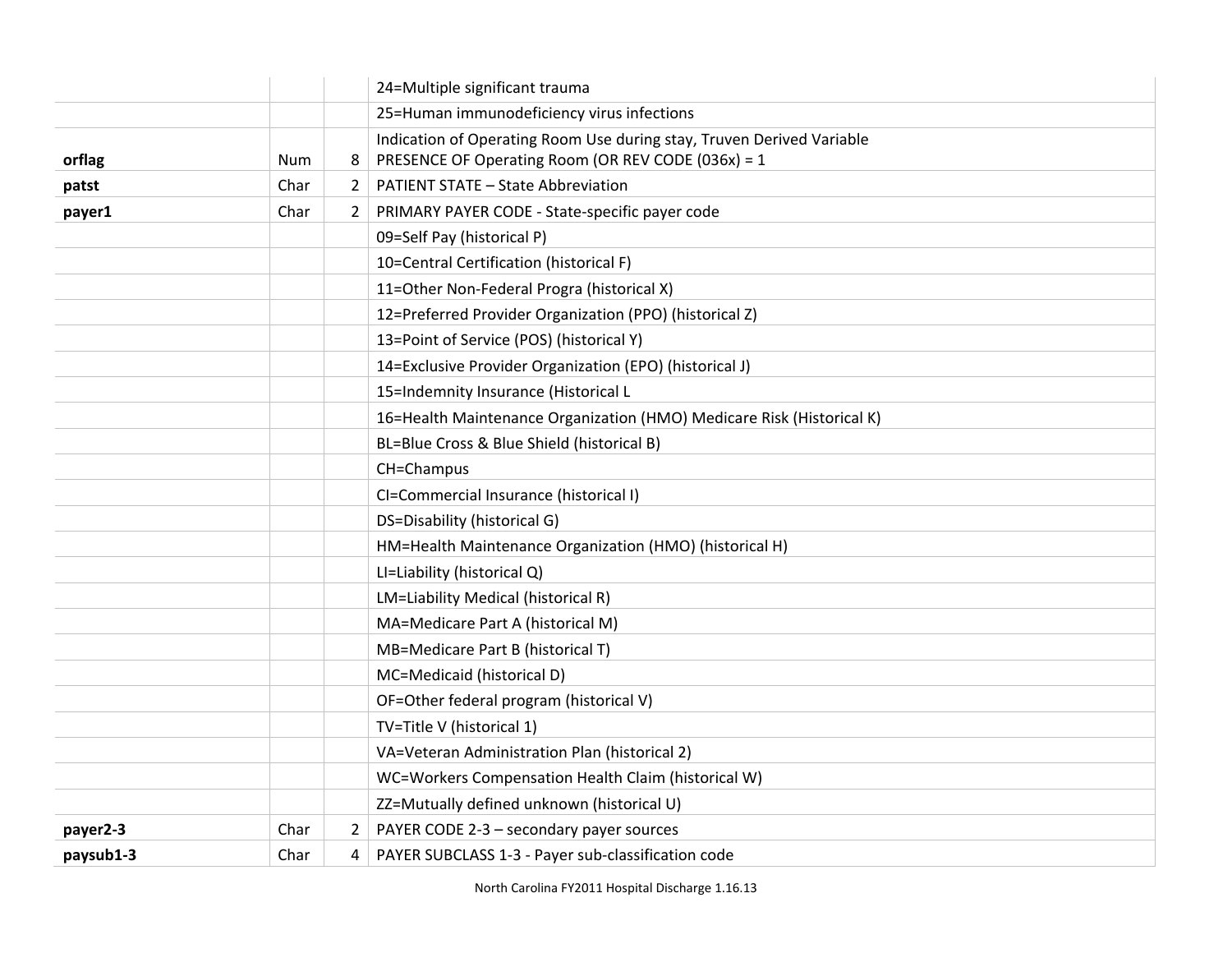| | | | |
|---|---|---|---|
| | | | 24=Multiple significant trauma |
| | | | 25=Human immunodeficiency virus infections |
| **orflag** | Num | 8 | Indication of Operating Room Use during stay, Truven Derived Variable PRESENCE OF Operating Room (OR REV CODE (036x) = 1 |
| **patst** | Char | 2 | PATIENT STATE – State Abbreviation |
| **payer1** | Char | 2 | PRIMARY PAYER CODE - State-specific payer code |
| | | | 09=Self Pay (historical P) |
| | | | 10=Central Certification (historical F) |
| | | | 11=Other Non-Federal Progra (historical X) |
| | | | 12=Preferred Provider Organization (PPO) (historical Z) |
| | | | 13=Point of Service (POS) (historical Y) |
| | | | 14=Exclusive Provider Organization (EPO) (historical J) |
| | | | 15=Indemnity Insurance (Historical L |
| | | | 16=Health Maintenance Organization (HMO) Medicare Risk (Historical K) |
| | | | BL=Blue Cross & Blue Shield (historical B) |
| | | | CH=Champus |
| | | | CI=Commercial Insurance (historical I) |
| | | | DS=Disability (historical G) |
| | | | HM=Health Maintenance Organization (HMO) (historical H) |
| | | | LI=Liability (historical Q) |
| | | | LM=Liability Medical (historical R) |
| | | | MA=Medicare Part A (historical M) |
| | | | MB=Medicare Part B (historical T) |
| | | | MC=Medicaid (historical D) |
| | | | OF=Other federal program (historical V) |
| | | | TV=Title V (historical 1) |
| | | | VA=Veteran Administration Plan (historical 2) |
| | | | WC=Workers Compensation Health Claim (historical W) |
| | | | ZZ=Mutually defined unknown (historical U) |
| **payer2-3** | Char | 2 | PAYER CODE 2-3 – secondary payer sources |
| **paysub1-3** | Char | 4 | PAYER SUBCLASS 1-3 - Payer sub-classification code |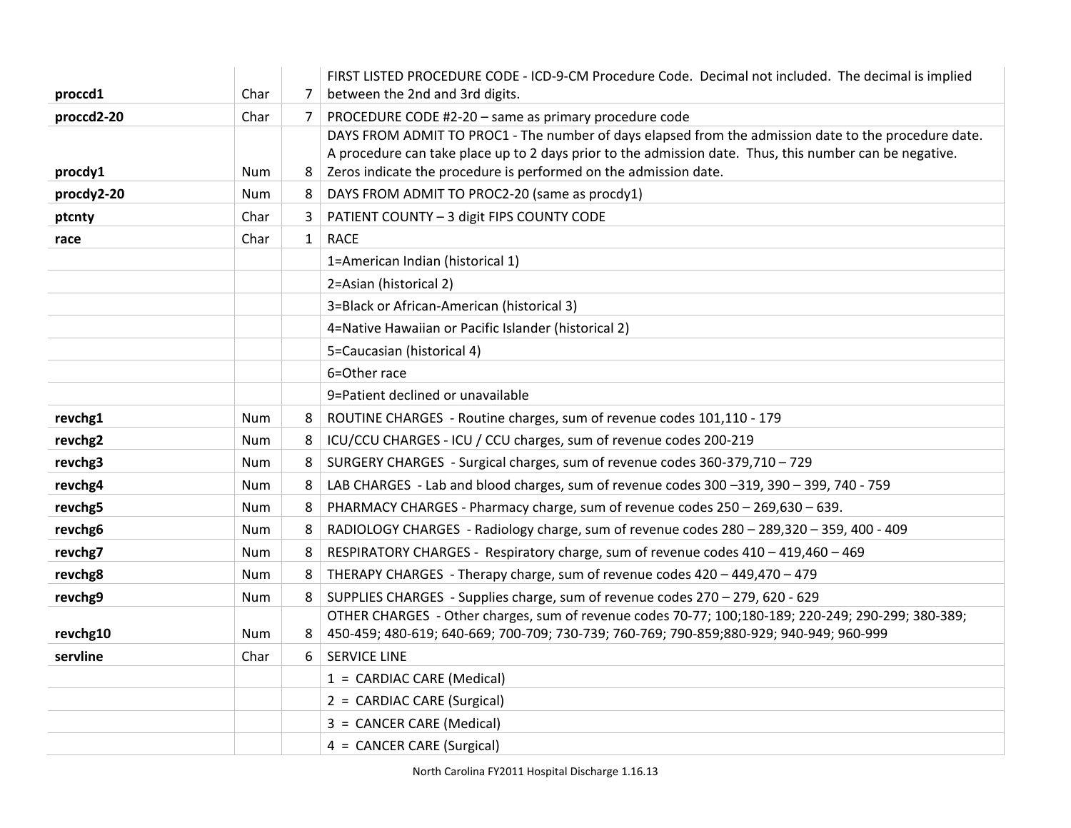| | | | |
|---|---|---|---|
| **proccd1** | Char | 7 | FIRST LISTED PROCEDURE CODE - ICD-9-CM Procedure Code. Decimal not included. The decimal is implied between the 2nd and 3rd digits. |
| **proccd2-20** | Char | 7 | PROCEDURE CODE #2-20 – same as primary procedure code |
| **procdy1** | Num | 8 | DAYS FROM ADMIT TO PROC1 - The number of days elapsed from the admission date to the procedure date. A procedure can take place up to 2 days prior to the admission date. Thus, this number can be negative. Zeros indicate the procedure is performed on the admission date. |
| **procdy2-20** | Num | 8 | DAYS FROM ADMIT TO PROC2-20 (same as procdy1) |
| **ptcnty** | Char | 3 | PATIENT COUNTY – 3 digit FIPS COUNTY CODE |
| **race** | Char | 1 | RACE |
| | | | 1=American Indian (historical 1) |
| | | | 2=Asian (historical 2) |
| | | | 3=Black or African-American (historical 3) |
| | | | 4=Native Hawaiian or Pacific Islander (historical 2) |
| | | | 5=Caucasian (historical 4) |
| | | | 6=Other race |
| | | | 9=Patient declined or unavailable |
| **revchg1** | Num | 8 | ROUTINE CHARGES - Routine charges, sum of revenue codes 101,110 - 179 |
| **revchg2** | Num | 8 | ICU/CCU CHARGES - ICU / CCU charges, sum of revenue codes 200-219 |
| **revchg3** | Num | 8 | SURGERY CHARGES - Surgical charges, sum of revenue codes 360-379,710 – 729 |
| **revchg4** | Num | 8 | LAB CHARGES - Lab and blood charges, sum of revenue codes 300 –319, 390 – 399, 740 - 759 |
| **revchg5** | Num | 8 | PHARMACY CHARGES - Pharmacy charge, sum of revenue codes 250 – 269,630 – 639. |
| **revchg6** | Num | 8 | RADIOLOGY CHARGES - Radiology charge, sum of revenue codes 280 – 289,320 – 359, 400 - 409 |
| **revchg7** | Num | 8 | RESPIRATORY CHARGES - Respiratory charge, sum of revenue codes 410 – 419,460 – 469 |
| **revchg8** | Num | 8 | THERAPY CHARGES - Therapy charge, sum of revenue codes 420 – 449,470 – 479 |
| **revchg9** | Num | 8 | SUPPLIES CHARGES - Supplies charge, sum of revenue codes 270 – 279, 620 - 629 |
| **revchg10** | Num | 8 | OTHER CHARGES - Other charges, sum of revenue codes 70-77; 100;180-189; 220-249; 290-299; 380-389; 450-459; 480-619; 640-669; 700-709; 730-739; 760-769; 790-859;880-929; 940-949; 960-999 |
| **servline** | Char | 6 | SERVICE LINE |
| | | | 1 = CARDIAC CARE (Medical) |
| | | | 2 = CARDIAC CARE (Surgical) |
| | | | 3 = CANCER CARE (Medical) |
| | | | 4 = CANCER CARE (Surgical) |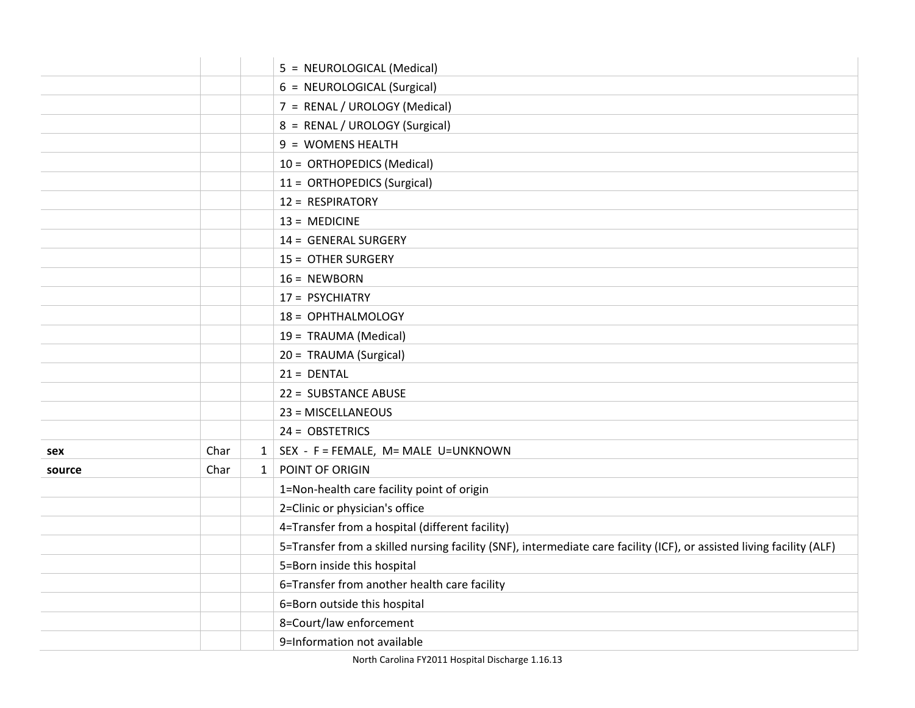| | | | |
|---|---|---|---|
| | | | 5 = NEUROLOGICAL (Medical) |
| | | | 6 = NEUROLOGICAL (Surgical) |
| | | | 7 = RENAL / UROLOGY (Medical) |
| | | | 8 = RENAL / UROLOGY (Surgical) |
| | | | 9 = WOMENS HEALTH |
| | | | 10 = ORTHOPEDICS (Medical) |
| | | | 11 = ORTHOPEDICS (Surgical) |
| | | | 12 = RESPIRATORY |
| | | | 13 = MEDICINE |
| | | | 14 = GENERAL SURGERY |
| | | | 15 = OTHER SURGERY |
| | | | 16 = NEWBORN |
| | | | 17 = PSYCHIATRY |
| | | | 18 = OPHTHALMOLOGY |
| | | | 19 = TRAUMA (Medical) |
| | | | 20 = TRAUMA (Surgical) |
| | | | 21 = DENTAL |
| | | | 22 = SUBSTANCE ABUSE |
| | | | 23 = MISCELLANEOUS |
| | | | 24 = OBSTETRICS |
| **sex** | Char | 1 | SEX - F = FEMALE, M= MALE U=UNKNOWN |
| **source** | Char | 1 | POINT OF ORIGIN |
| | | | 1=Non-health care facility point of origin |
| | | | 2=Clinic or physician's office |
| | | | 4=Transfer from a hospital (different facility) |
| | | | 5=Transfer from a skilled nursing facility (SNF), intermediate care facility (ICF), or assisted living facility (ALF) |
| | | | 5=Born inside this hospital |
| | | | 6=Transfer from another health care facility |
| | | | 6=Born outside this hospital |
| | | | 8=Court/law enforcement |
| | | | 9=Information not available |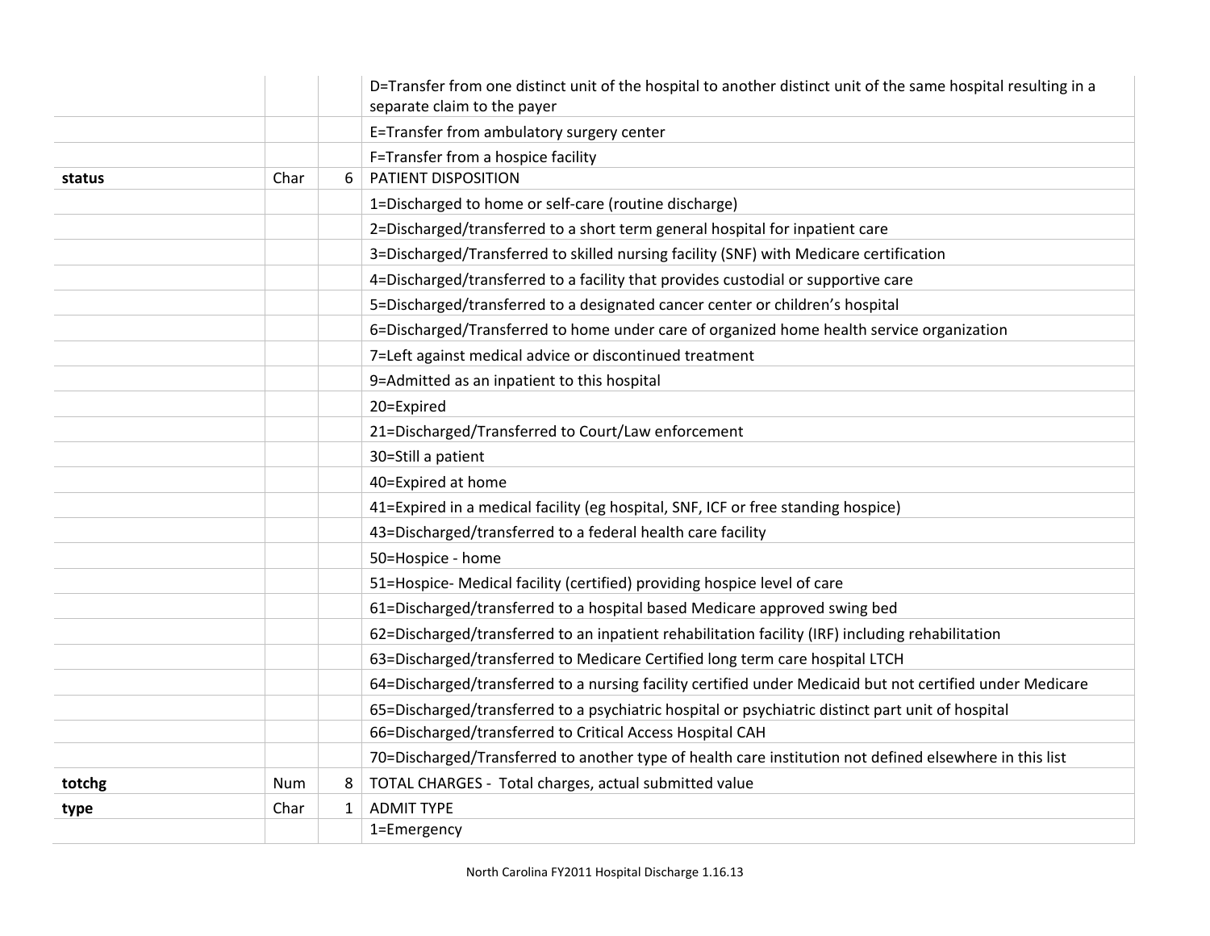| | | | |
|---|---|---|---|
| | | | D=Transfer from one distinct unit of the hospital to another distinct unit of the same hospital resulting in a separate claim to the payer |
| | | | E=Transfer from ambulatory surgery center |
| | | | F=Transfer from a hospice facility |
| **status** | Char | 6 | PATIENT DISPOSITION |
| | | | 1=Discharged to home or self-care (routine discharge) |
| | | | 2=Discharged/transferred to a short term general hospital for inpatient care |
| | | | 3=Discharged/Transferred to skilled nursing facility (SNF) with Medicare certification |
| | | | 4=Discharged/transferred to a facility that provides custodial or supportive care |
| | | | 5=Discharged/transferred to a designated cancer center or children's hospital |
| | | | 6=Discharged/Transferred to home under care of organized home health service organization |
| | | | 7=Left against medical advice or discontinued treatment |
| | | | 9=Admitted as an inpatient to this hospital |
| | | | 20=Expired |
| | | | 21=Discharged/Transferred to Court/Law enforcement |
| | | | 30=Still a patient |
| | | | 40=Expired at home |
| | | | 41=Expired in a medical facility (eg hospital, SNF, ICF or free standing hospice) |
| | | | 43=Discharged/transferred to a federal health care facility |
| | | | 50=Hospice - home |
| | | | 51=Hospice- Medical facility (certified) providing hospice level of care |
| | | | 61=Discharged/transferred to a hospital based Medicare approved swing bed |
| | | | 62=Discharged/transferred to an inpatient rehabilitation facility (IRF) including rehabilitation |
| | | | 63=Discharged/transferred to Medicare Certified long term care hospital LTCH |
| | | | 64=Discharged/transferred to a nursing facility certified under Medicaid but not certified under Medicare |
| | | | 65=Discharged/transferred to a psychiatric hospital or psychiatric distinct part unit of hospital |
| | | | 66=Discharged/transferred to Critical Access Hospital CAH |
| | | | 70=Discharged/Transferred to another type of health care institution not defined elsewhere in this list |
| **totchg** | Num | 8 | TOTAL CHARGES - Total charges, actual submitted value |
| **type** | Char | 1 | ADMIT TYPE |
| | | | 1=Emergency |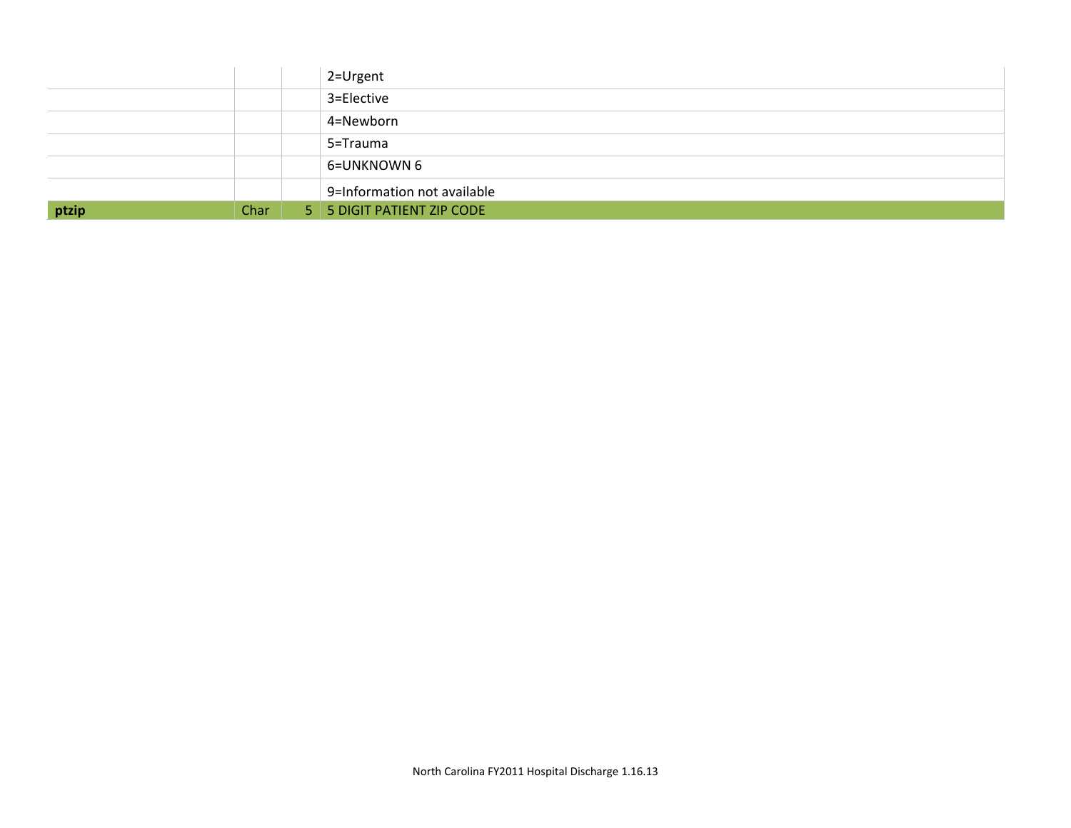| | | | |
|---|---|---|---|
| | | | 2=Urgent |
| | | | 3=Elective |
| | | | 4=Newborn |
| | | | 5=Trauma |
| | | | 6=UNKNOWN 6 |
| | | | 9=Information not available |
| **ptzip** | Char | 5 | 5 DIGIT PATIENT ZIP CODE |